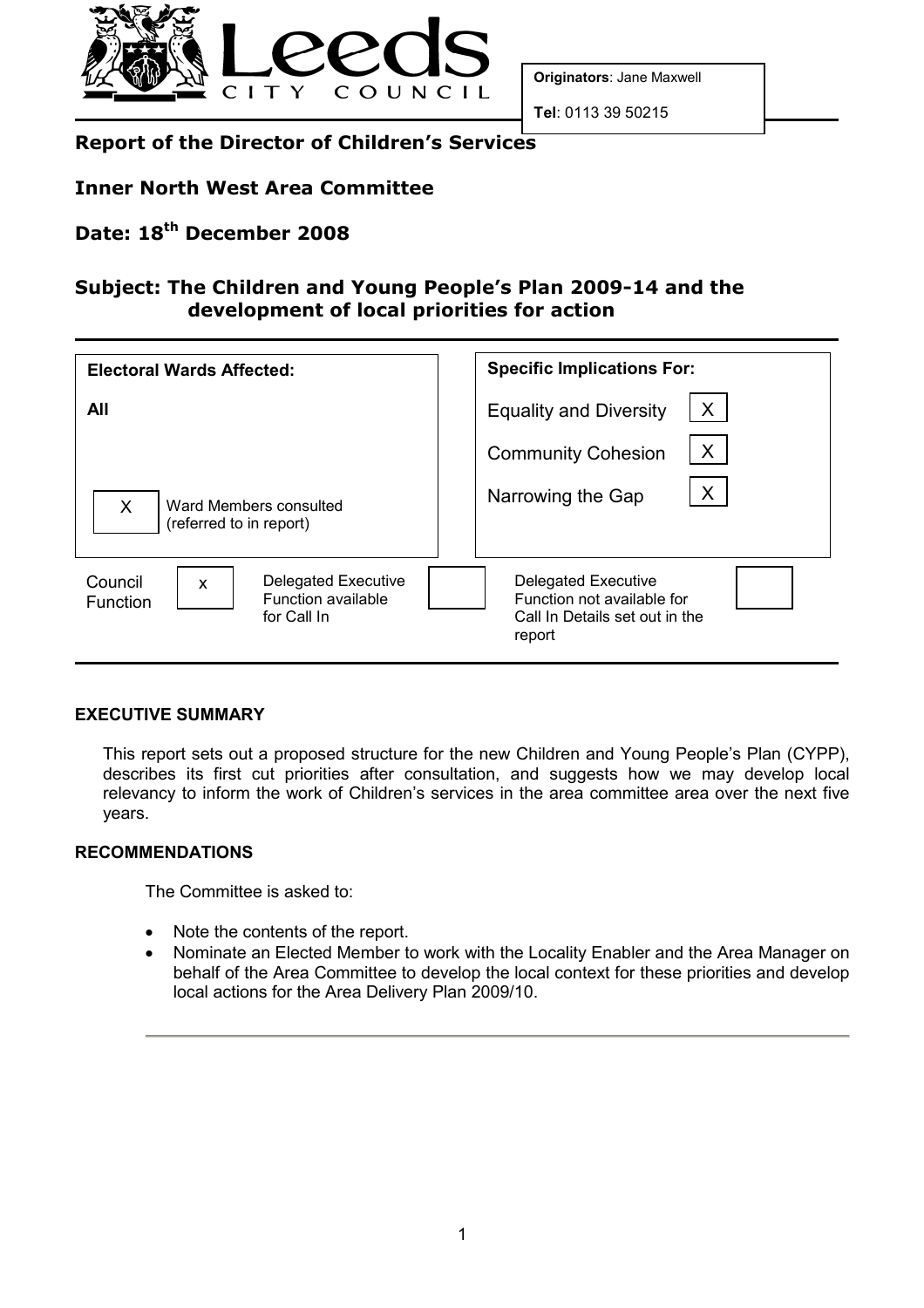Originators: Jane Maxwell

Tel: 0113 39 50215

## Report of the Director of Children's Services

## Inner North West Area Committee

## Date: 18th December 2008

## Subject: The Children and Young People's Plan 2009-14 and the development of local priorities for action

| Electoral Wards Affected: | Specific Implications For: | |
|---|---|---|
| All | Equality and Diversity | X |
| | Community Cohesion | X |
| X Ward Members consulted (referred to in report) | Narrowing the Gap | X |

| Council Function | x | Delegated Executive Function available for Call In | | Delegated Executive Function not available for Call In Details set out in the report | |
|---|---|---|---|---|---|

**EXECUTIVE SUMMARY**

This report sets out a proposed structure for the new Children and Young People's Plan (CYPP), describes its first cut priorities after consultation, and suggests how we may develop local relevancy to inform the work of Children's services in the area committee area over the next five years.

**RECOMMENDATIONS**

The Committee is asked to:

- Note the contents of the report.
- Nominate an Elected Member to work with the Locality Enabler and the Area Manager on behalf of the Area Committee to develop the local context for these priorities and develop local actions for the Area Delivery Plan 2009/10.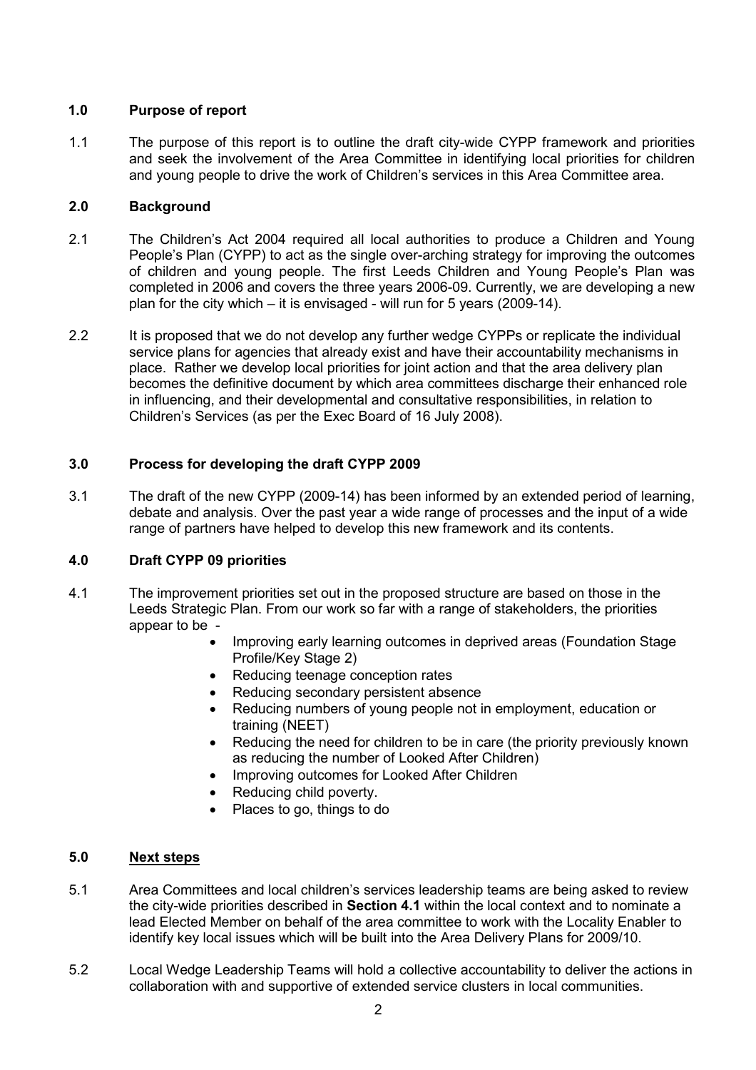## 1.0 Purpose of report

1.1 The purpose of this report is to outline the draft city-wide CYPP framework and priorities and seek the involvement of the Area Committee in identifying local priorities for children and young people to drive the work of Children's services in this Area Committee area.

## 2.0 Background

2.1 The Children's Act 2004 required all local authorities to produce a Children and Young People's Plan (CYPP) to act as the single over-arching strategy for improving the outcomes of children and young people. The first Leeds Children and Young People's Plan was completed in 2006 and covers the three years 2006-09. Currently, we are developing a new plan for the city which – it is envisaged - will run for 5 years (2009-14).

2.2 It is proposed that we do not develop any further wedge CYPPs or replicate the individual service plans for agencies that already exist and have their accountability mechanisms in place. Rather we develop local priorities for joint action and that the area delivery plan becomes the definitive document by which area committees discharge their enhanced role in influencing, and their developmental and consultative responsibilities, in relation to Children's Services (as per the Exec Board of 16 July 2008).

## 3.0 Process for developing the draft CYPP 2009

3.1 The draft of the new CYPP (2009-14) has been informed by an extended period of learning, debate and analysis. Over the past year a wide range of processes and the input of a wide range of partners have helped to develop this new framework and its contents.

## 4.0 Draft CYPP 09 priorities

4.1 The improvement priorities set out in the proposed structure are based on those in the Leeds Strategic Plan. From our work so far with a range of stakeholders, the priorities appear to be -

- Improving early learning outcomes in deprived areas (Foundation Stage Profile/Key Stage 2)
- Reducing teenage conception rates
- Reducing secondary persistent absence
- Reducing numbers of young people not in employment, education or training (NEET)
- Reducing the need for children to be in care (the priority previously known as reducing the number of Looked After Children)
- Improving outcomes for Looked After Children
- Reducing child poverty.
- Places to go, things to do

## 5.0 Next steps

5.1 Area Committees and local children's services leadership teams are being asked to review the city-wide priorities described in **Section 4.1** within the local context and to nominate a lead Elected Member on behalf of the area committee to work with the Locality Enabler to identify key local issues which will be built into the Area Delivery Plans for 2009/10.

5.2 Local Wedge Leadership Teams will hold a collective accountability to deliver the actions in collaboration with and supportive of extended service clusters in local communities.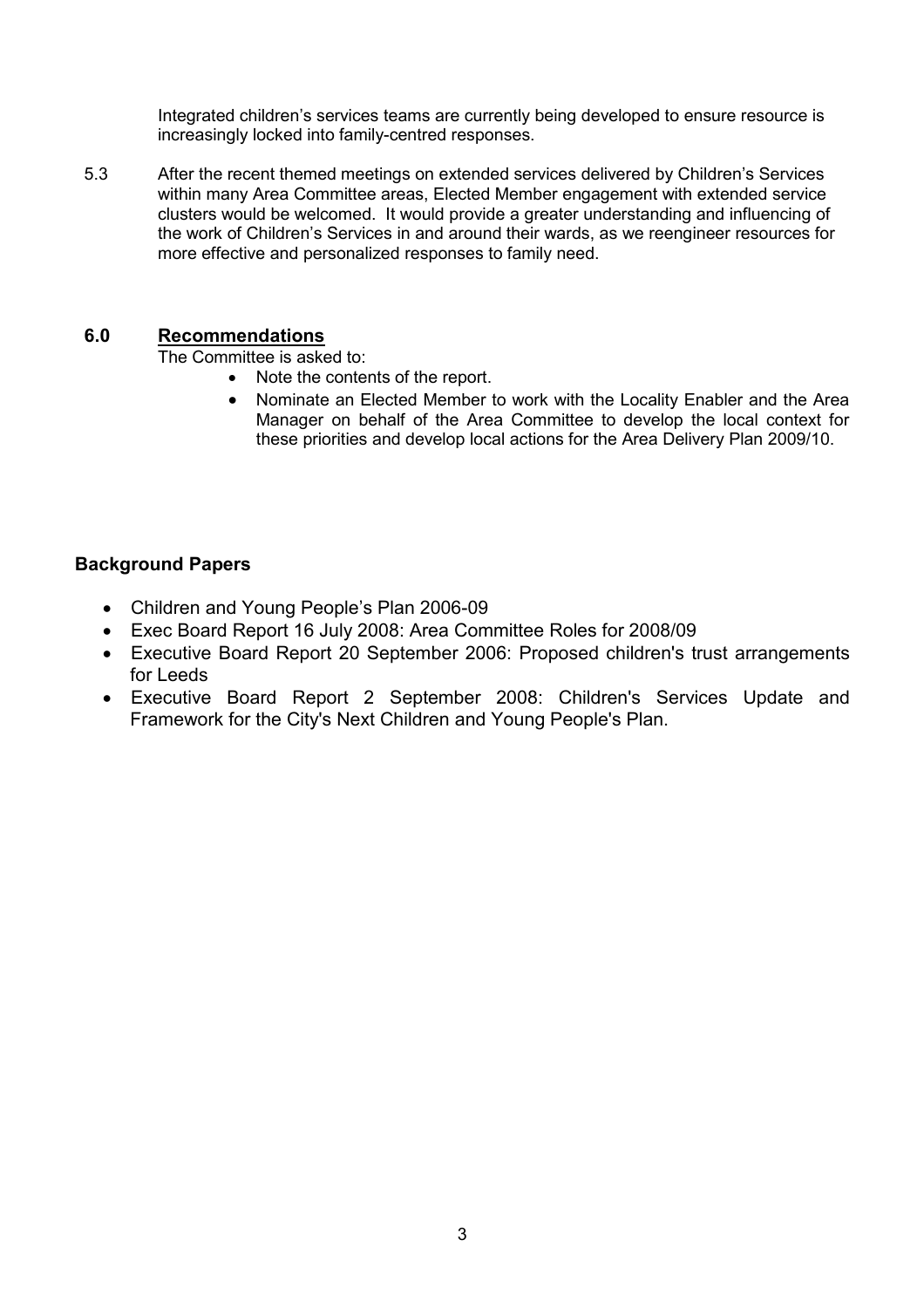Integrated children's services teams are currently being developed to ensure resource is increasingly locked into family-centred responses.

5.3 After the recent themed meetings on extended services delivered by Children's Services within many Area Committee areas, Elected Member engagement with extended service clusters would be welcomed. It would provide a greater understanding and influencing of the work of Children's Services in and around their wards, as we reengineer resources for more effective and personalized responses to family need.

## 6.0 Recommendations

The Committee is asked to:

- Note the contents of the report.
- Nominate an Elected Member to work with the Locality Enabler and the Area Manager on behalf of the Area Committee to develop the local context for these priorities and develop local actions for the Area Delivery Plan 2009/10.

## Background Papers

- Children and Young People's Plan 2006-09
- Exec Board Report 16 July 2008: Area Committee Roles for 2008/09
- Executive Board Report 20 September 2006: Proposed children's trust arrangements for Leeds
- Executive Board Report 2 September 2008: Children's Services Update and Framework for the City's Next Children and Young People's Plan.